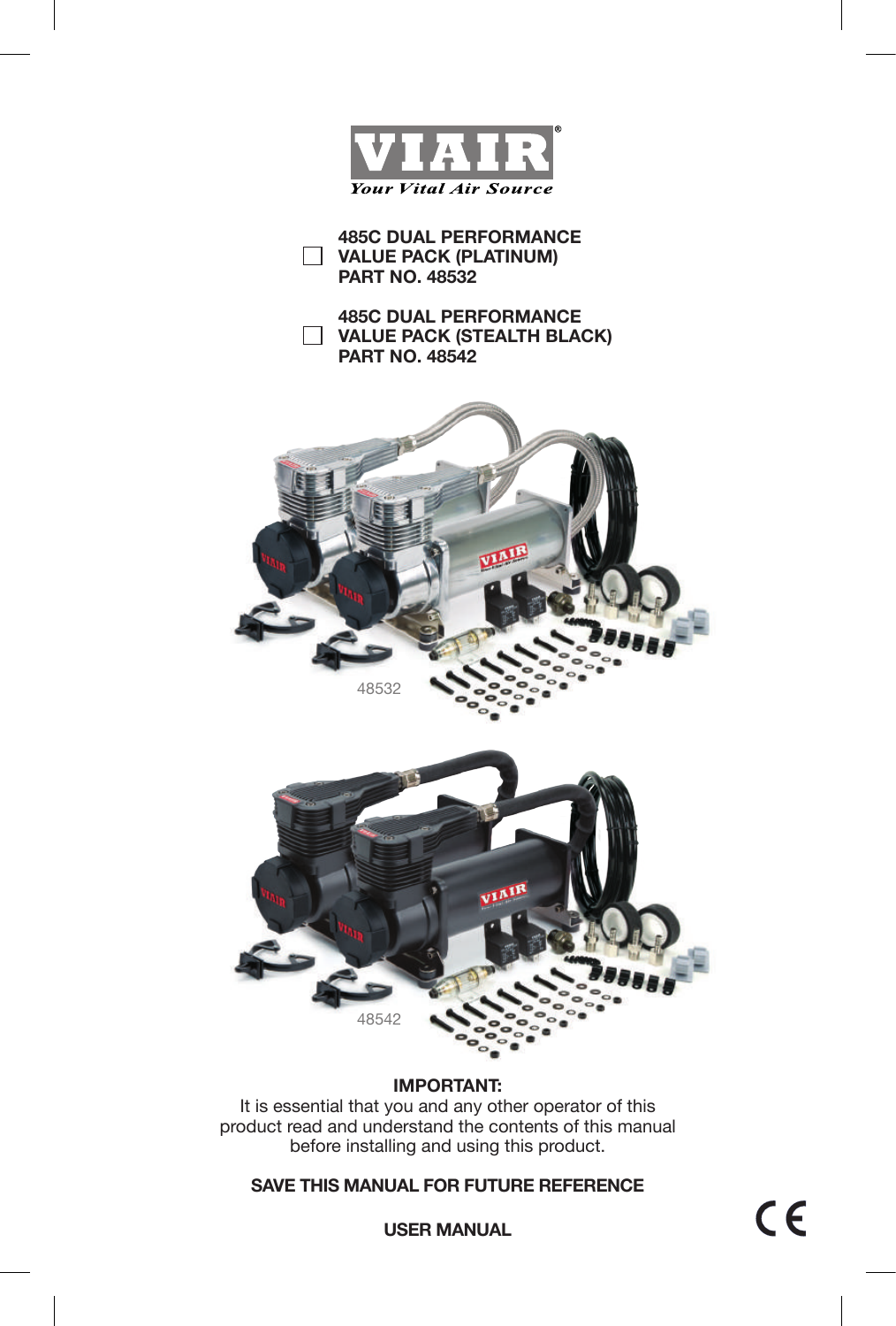VIAIR®

*Your Vital Air Source*

☐ **485C DUAL PERFORMANCE VALUE PACK (PLATINUM) PART NO. 48532**

☐ **485C DUAL PERFORMANCE VALUE PACK (STEALTH BLACK) PART NO. 48542**

48532

48542

**IMPORTANT:**

It is essential that you and any other operator of this product read and understand the contents of this manual before installing and using this product.

**SAVE THIS MANUAL FOR FUTURE REFERENCE**

**USER MANUAL**

CE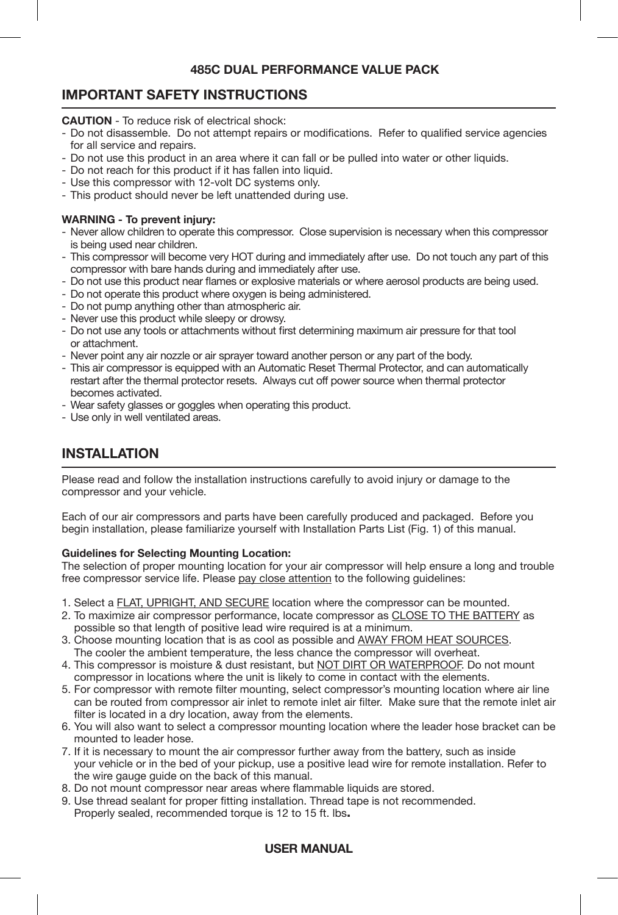**485C DUAL PERFORMANCE VALUE PACK**

## IMPORTANT SAFETY INSTRUCTIONS

**CAUTION** - To reduce risk of electrical shock:

- Do not disassemble. Do not attempt repairs or modifications. Refer to qualified service agencies for all service and repairs.
- Do not use this product in an area where it can fall or be pulled into water or other liquids.
- Do not reach for this product if it has fallen into liquid.
- Use this compressor with 12-volt DC systems only.
- This product should never be left unattended during use.

**WARNING - To prevent injury:**

- Never allow children to operate this compressor. Close supervision is necessary when this compressor is being used near children.
- This compressor will become very HOT during and immediately after use. Do not touch any part of this compressor with bare hands during and immediately after use.
- Do not use this product near flames or explosive materials or where aerosol products are being used.
- Do not operate this product where oxygen is being administered.
- Do not pump anything other than atmospheric air.
- Never use this product while sleepy or drowsy.
- Do not use any tools or attachments without first determining maximum air pressure for that tool or attachment.
- Never point any air nozzle or air sprayer toward another person or any part of the body.
- This air compressor is equipped with an Automatic Reset Thermal Protector, and can automatically restart after the thermal protector resets. Always cut off power source when thermal protector becomes activated.
- Wear safety glasses or goggles when operating this product.
- Use only in well ventilated areas.

## INSTALLATION

Please read and follow the installation instructions carefully to avoid injury or damage to the compressor and your vehicle.

Each of our air compressors and parts have been carefully produced and packaged. Before you begin installation, please familiarize yourself with Installation Parts List (Fig. 1) of this manual.

**Guidelines for Selecting Mounting Location:**

The selection of proper mounting location for your air compressor will help ensure a long and trouble free compressor service life. Please pay close attention to the following guidelines:

1. Select a FLAT, UPRIGHT, AND SECURE location where the compressor can be mounted.
2. To maximize air compressor performance, locate compressor as CLOSE TO THE BATTERY as possible so that length of positive lead wire required is at a minimum.
3. Choose mounting location that is as cool as possible and AWAY FROM HEAT SOURCES. The cooler the ambient temperature, the less chance the compressor will overheat.
4. This compressor is moisture & dust resistant, but NOT DIRT OR WATERPROOF. Do not mount compressor in locations where the unit is likely to come in contact with the elements.
5. For compressor with remote filter mounting, select compressor's mounting location where air line can be routed from compressor air inlet to remote inlet air filter. Make sure that the remote inlet air filter is located in a dry location, away from the elements.
6. You will also want to select a compressor mounting location where the leader hose bracket can be mounted to leader hose.
7. If it is necessary to mount the air compressor further away from the battery, such as inside your vehicle or in the bed of your pickup, use a positive lead wire for remote installation. Refer to the wire gauge guide on the back of this manual.
8. Do not mount compressor near areas where flammable liquids are stored.
9. Use thread sealant for proper fitting installation. Thread tape is not recommended. Properly sealed, recommended torque is 12 to 15 ft. lbs**.**

**USER MANUAL**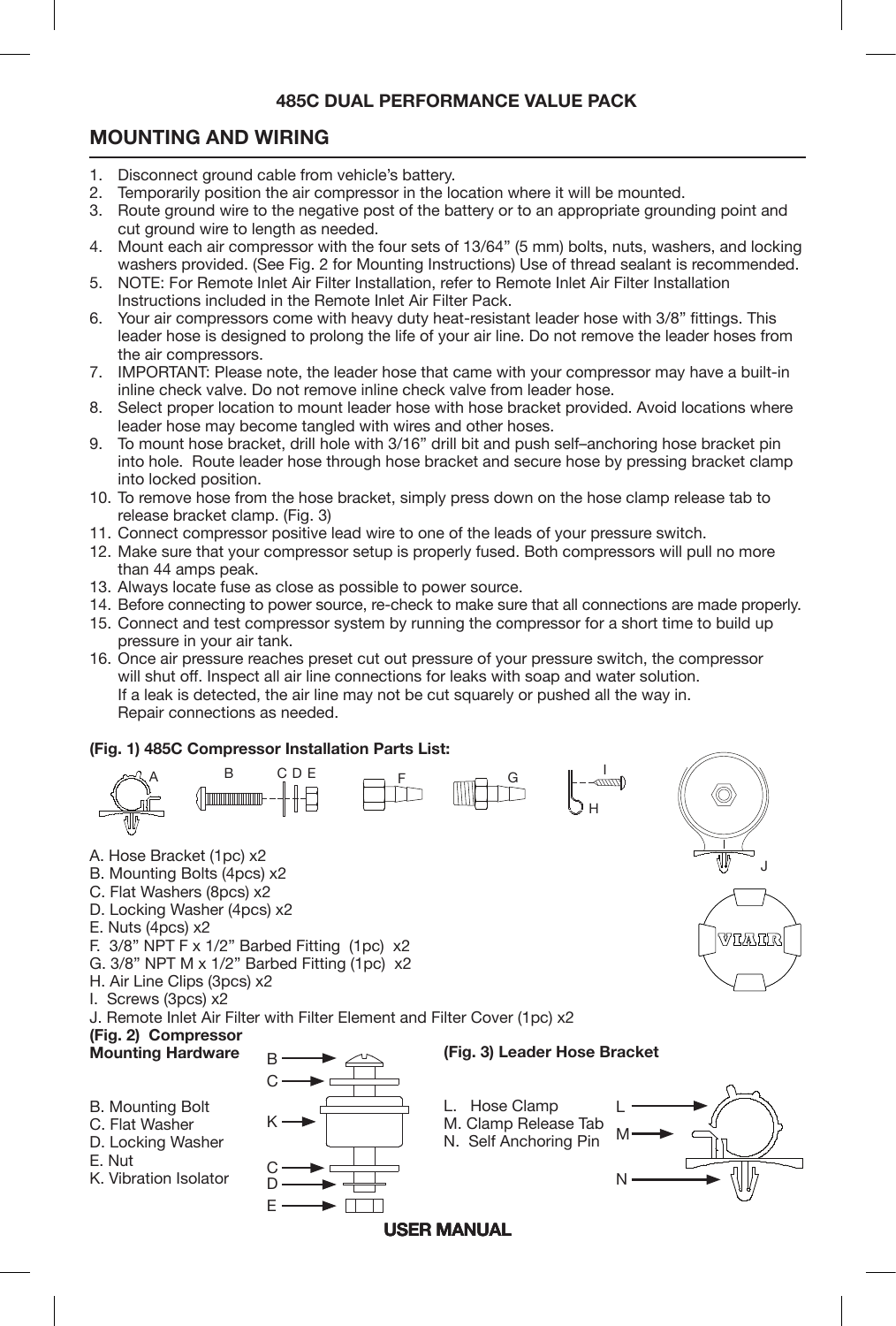485C DUAL PERFORMANCE VALUE PACK

## MOUNTING AND WIRING

1. Disconnect ground cable from vehicle's battery.
2. Temporarily position the air compressor in the location where it will be mounted.
3. Route ground wire to the negative post of the battery or to an appropriate grounding point and cut ground wire to length as needed.
4. Mount each air compressor with the four sets of 13/64" (5 mm) bolts, nuts, washers, and locking washers provided. (See Fig. 2 for Mounting Instructions) Use of thread sealant is recommended.
5. NOTE: For Remote Inlet Air Filter Installation, refer to Remote Inlet Air Filter Installation Instructions included in the Remote Inlet Air Filter Pack.
6. Your air compressors come with heavy duty heat-resistant leader hose with 3/8" fittings. This leader hose is designed to prolong the life of your air line. Do not remove the leader hoses from the air compressors.
7. IMPORTANT: Please note, the leader hose that came with your compressor may have a built-in inline check valve. Do not remove inline check valve from leader hose.
8. Select proper location to mount leader hose with hose bracket provided. Avoid locations where leader hose may become tangled with wires and other hoses.
9. To mount hose bracket, drill hole with 3/16" drill bit and push self–anchoring hose bracket pin into hole. Route leader hose through hose bracket and secure hose by pressing bracket clamp into locked position.
10. To remove hose from the hose bracket, simply press down on the hose clamp release tab to release bracket clamp. (Fig. 3)
11. Connect compressor positive lead wire to one of the leads of your pressure switch.
12. Make sure that your compressor setup is properly fused. Both compressors will pull no more than 44 amps peak.
13. Always locate fuse as close as possible to power source.
14. Before connecting to power source, re-check to make sure that all connections are made properly.
15. Connect and test compressor system by running the compressor for a short time to build up pressure in your air tank.
16. Once air pressure reaches preset cut out pressure of your pressure switch, the compressor will shut off. Inspect all air line connections for leaks with soap and water solution. If a leak is detected, the air line may not be cut squarely or pushed all the way in. Repair connections as needed.

**(Fig. 1) 485C Compressor Installation Parts List:**

A. Hose Bracket (1pc) x2
B. Mounting Bolts (4pcs) x2
C. Flat Washers (8pcs) x2
D. Locking Washer (4pcs) x2
E. Nuts (4pcs) x2
F. 3/8" NPT F x 1/2" Barbed Fitting (1pc) x2
G. 3/8" NPT M x 1/2" Barbed Fitting (1pc) x2
H. Air Line Clips (3pcs) x2
I. Screws (3pcs) x2
J. Remote Inlet Air Filter with Filter Element and Filter Cover (1pc) x2

**(Fig. 2) Compressor Mounting Hardware**

B. Mounting Bolt
C. Flat Washer
D. Locking Washer
E. Nut
K. Vibration Isolator

**(Fig. 3) Leader Hose Bracket**

L. Hose Clamp
M. Clamp Release Tab
N. Self Anchoring Pin

USER MANUAL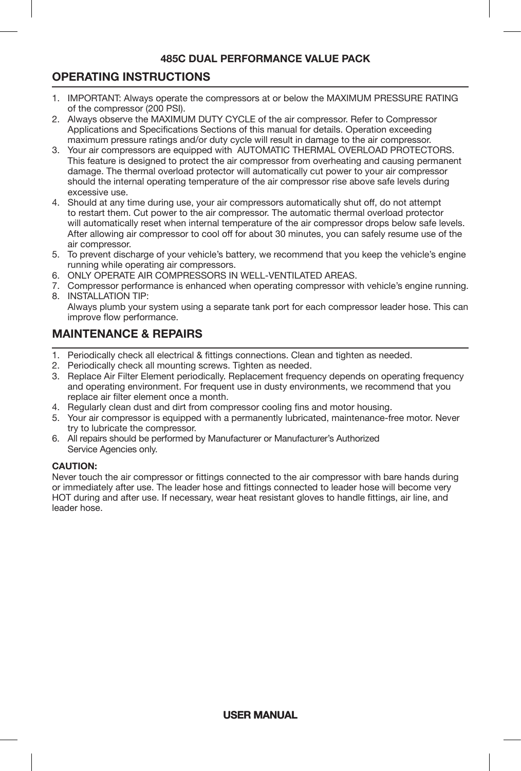## 485C DUAL PERFORMANCE VALUE PACK

## OPERATING INSTRUCTIONS

1. IMPORTANT: Always operate the compressors at or below the MAXIMUM PRESSURE RATING of the compressor (200 PSI).
2. Always observe the MAXIMUM DUTY CYCLE of the air compressor. Refer to Compressor Applications and Specifications Sections of this manual for details. Operation exceeding maximum pressure ratings and/or duty cycle will result in damage to the air compressor.
3. Your air compressors are equipped with AUTOMATIC THERMAL OVERLOAD PROTECTORS. This feature is designed to protect the air compressor from overheating and causing permanent damage. The thermal overload protector will automatically cut power to your air compressor should the internal operating temperature of the air compressor rise above safe levels during excessive use.
4. Should at any time during use, your air compressors automatically shut off, do not attempt to restart them. Cut power to the air compressor. The automatic thermal overload protector will automatically reset when internal temperature of the air compressor drops below safe levels. After allowing air compressor to cool off for about 30 minutes, you can safely resume use of the air compressor.
5. To prevent discharge of your vehicle's battery, we recommend that you keep the vehicle's engine running while operating air compressors.
6. ONLY OPERATE AIR COMPRESSORS IN WELL-VENTILATED AREAS.
7. Compressor performance is enhanced when operating compressor with vehicle's engine running.
8. INSTALLATION TIP:
   Always plumb your system using a separate tank port for each compressor leader hose. This can improve flow performance.

## MAINTENANCE & REPAIRS

1. Periodically check all electrical & fittings connections. Clean and tighten as needed.
2. Periodically check all mounting screws. Tighten as needed.
3. Replace Air Filter Element periodically. Replacement frequency depends on operating frequency and operating environment. For frequent use in dusty environments, we recommend that you replace air filter element once a month.
4. Regularly clean dust and dirt from compressor cooling fins and motor housing.
5. Your air compressor is equipped with a permanently lubricated, maintenance-free motor. Never try to lubricate the compressor.
6. All repairs should be performed by Manufacturer or Manufacturer's Authorized Service Agencies only.

**CAUTION:**
Never touch the air compressor or fittings connected to the air compressor with bare hands during or immediately after use. The leader hose and fittings connected to leader hose will become very HOT during and after use. If necessary, wear heat resistant gloves to handle fittings, air line, and leader hose.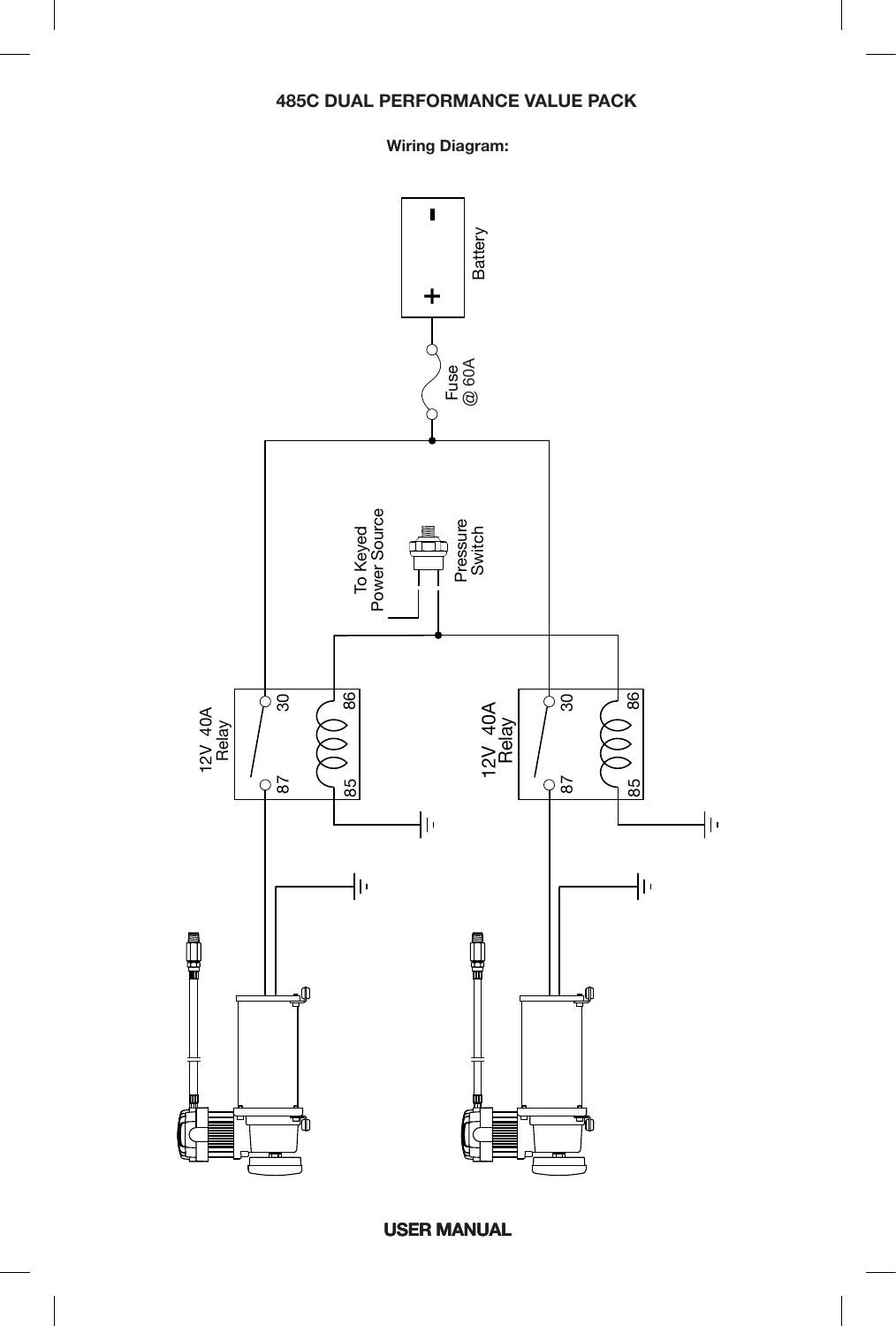# 485C DUAL PERFORMANCE VALUE PACK

**Wiring Diagram:**

Battery

Fuse @ 60A

To Keyed Power Source

Pressure Switch

12V 40A Relay

30 86 87 85

12V 40A Relay

30 86 87 85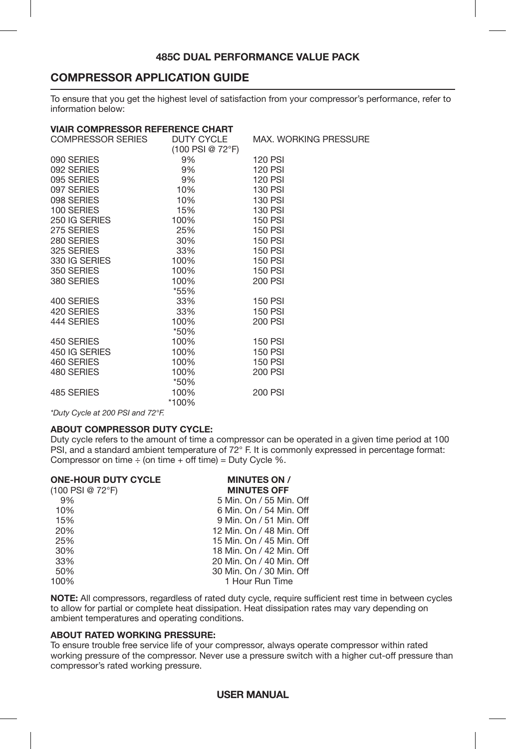**485C DUAL PERFORMANCE VALUE PACK**

## COMPRESSOR APPLICATION GUIDE

To ensure that you get the highest level of satisfaction from your compressor's performance, refer to information below:

### VIAIR COMPRESSOR REFERENCE CHART

| COMPRESSOR SERIES | DUTY CYCLE (100 PSI @ 72°F) | MAX. WORKING PRESSURE |
|---|---|---|
| 090 SERIES | 9% | 120 PSI |
| 092 SERIES | 9% | 120 PSI |
| 095 SERIES | 9% | 120 PSI |
| 097 SERIES | 10% | 130 PSI |
| 098 SERIES | 10% | 130 PSI |
| 100 SERIES | 15% | 130 PSI |
| 250 IG SERIES | 100% | 150 PSI |
| 275 SERIES | 25% | 150 PSI |
| 280 SERIES | 30% | 150 PSI |
| 325 SERIES | 33% | 150 PSI |
| 330 IG SERIES | 100% | 150 PSI |
| 350 SERIES | 100% | 150 PSI |
| 380 SERIES | 100%<br>*55% | 200 PSI |
| 400 SERIES | 33% | 150 PSI |
| 420 SERIES | 33% | 150 PSI |
| 444 SERIES | 100%<br>*50% | 200 PSI |
| 450 SERIES | 100% | 150 PSI |
| 450 IG SERIES | 100% | 150 PSI |
| 460 SERIES | 100% | 150 PSI |
| 480 SERIES | 100%<br>*50% | 200 PSI |
| 485 SERIES | 100%<br>*100% | 200 PSI |

*Duty Cycle at 200 PSI and 72°F.*

### ABOUT COMPRESSOR DUTY CYCLE:

Duty cycle refers to the amount of time a compressor can be operated in a given time period at 100 PSI, and a standard ambient temperature of 72° F. It is commonly expressed in percentage format: Compressor on time ÷ (on time + off time) = Duty Cycle %.

| ONE-HOUR DUTY CYCLE (100 PSI @ 72°F) | MINUTES ON / MINUTES OFF |
|---|---|
| 9% | 5 Min. On / 55 Min. Off |
| 10% | 6 Min. On / 54 Min. Off |
| 15% | 9 Min. On / 51 Min. Off |
| 20% | 12 Min. On / 48 Min. Off |
| 25% | 15 Min. On / 45 Min. Off |
| 30% | 18 Min. On / 42 Min. Off |
| 33% | 20 Min. On / 40 Min. Off |
| 50% | 30 Min. On / 30 Min. Off |
| 100% | 1 Hour Run Time |

**NOTE:** All compressors, regardless of rated duty cycle, require sufficient rest time in between cycles to allow for partial or complete heat dissipation. Heat dissipation rates may vary depending on ambient temperatures and operating conditions.

### ABOUT RATED WORKING PRESSURE:

To ensure trouble free service life of your compressor, always operate compressor within rated working pressure of the compressor. Never use a pressure switch with a higher cut-off pressure than compressor's rated working pressure.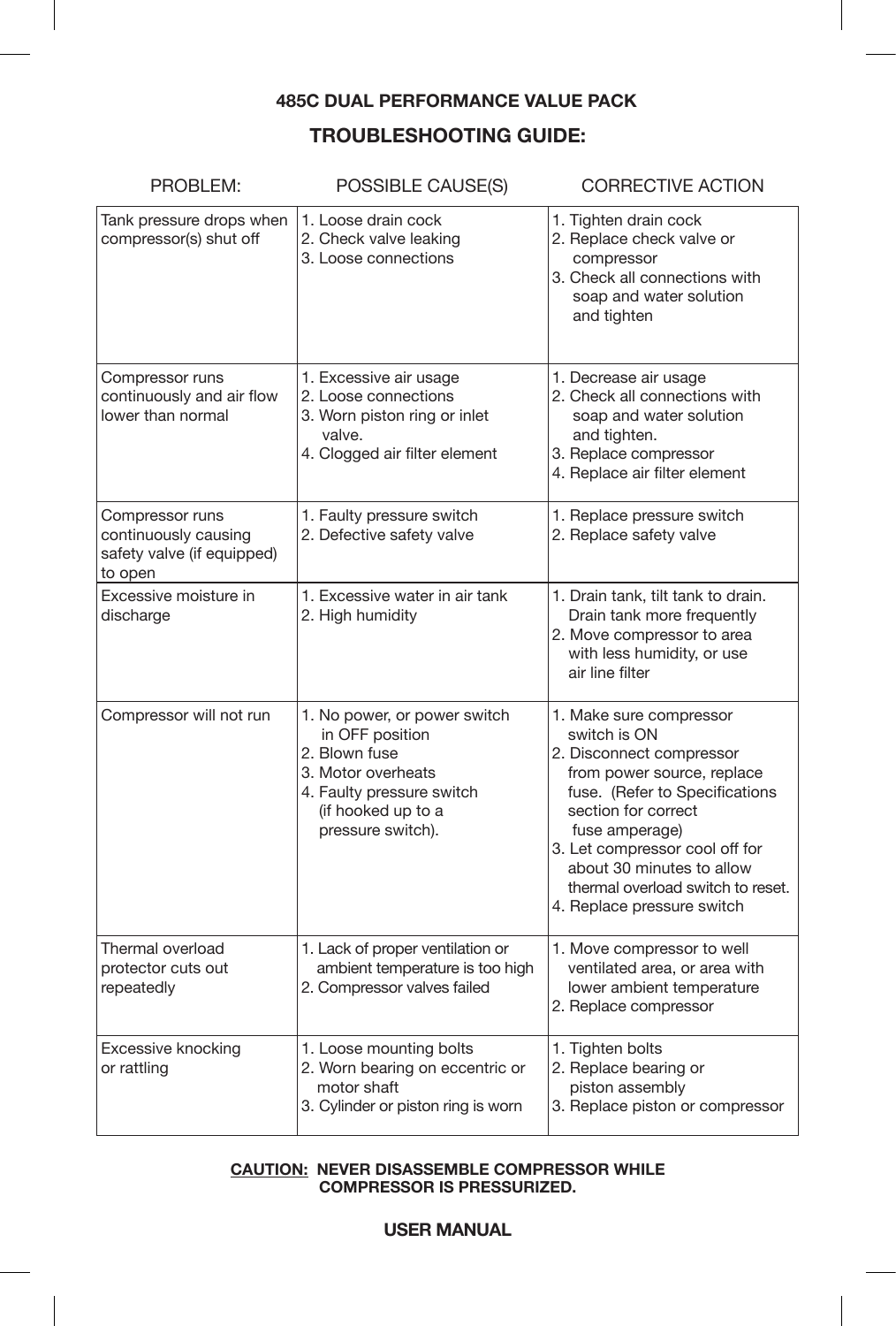**485C DUAL PERFORMANCE VALUE PACK**

## TROUBLESHOOTING GUIDE:

| PROBLEM: | POSSIBLE CAUSE(S) | CORRECTIVE ACTION |
|---|---|---|
| Tank pressure drops when compressor(s) shut off | 1. Loose drain cock<br>2. Check valve leaking<br>3. Loose connections | 1. Tighten drain cock<br>2. Replace check valve or compressor<br>3. Check all connections with soap and water solution and tighten |
| Compressor runs continuously and air flow lower than normal | 1. Excessive air usage<br>2. Loose connections<br>3. Worn piston ring or inlet valve.<br>4. Clogged air filter element | 1. Decrease air usage<br>2. Check all connections with soap and water solution and tighten.<br>3. Replace compressor<br>4. Replace air filter element |
| Compressor runs continuously causing safety valve (if equipped) to open | 1. Faulty pressure switch<br>2. Defective safety valve | 1. Replace pressure switch<br>2. Replace safety valve |
| Excessive moisture in discharge | 1. Excessive water in air tank<br>2. High humidity | 1. Drain tank, tilt tank to drain. Drain tank more frequently<br>2. Move compressor to area with less humidity, or use air line filter |
| Compressor will not run | 1. No power, or power switch in OFF position<br>2. Blown fuse<br>3. Motor overheats<br>4. Faulty pressure switch (if hooked up to a pressure switch). | 1. Make sure compressor switch is ON<br>2. Disconnect compressor from power source, replace fuse. (Refer to Specifications section for correct fuse amperage)<br>3. Let compressor cool off for about 30 minutes to allow thermal overload switch to reset.<br>4. Replace pressure switch |
| Thermal overload protector cuts out repeatedly | 1. Lack of proper ventilation or ambient temperature is too high<br>2. Compressor valves failed | 1. Move compressor to well ventilated area, or area with lower ambient temperature<br>2. Replace compressor |
| Excessive knocking or rattling | 1. Loose mounting bolts<br>2. Worn bearing on eccentric or motor shaft<br>3. Cylinder or piston ring is worn | 1. Tighten bolts<br>2. Replace bearing or piston assembly<br>3. Replace piston or compressor |

**CAUTION: NEVER DISASSEMBLE COMPRESSOR WHILE COMPRESSOR IS PRESSURIZED.**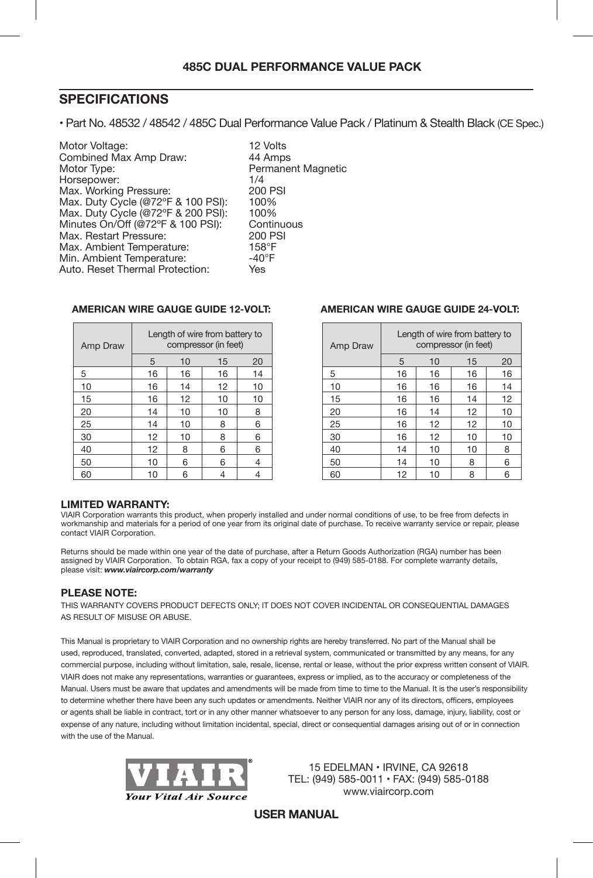## 485C DUAL PERFORMANCE VALUE PACK

## SPECIFICATIONS

• Part No. 48532 / 48542 / 485C Dual Performance Value Pack / Platinum & Stealth Black (CE Spec.)

| | |
|---|---|
| Motor Voltage: | 12 Volts |
| Combined Max Amp Draw: | 44 Amps |
| Motor Type: | Permanent Magnetic |
| Horsepower: | 1/4 |
| Max. Working Pressure: | 200 PSI |
| Max. Duty Cycle (@72°F & 100 PSI): | 100% |
| Max. Duty Cycle (@72°F & 200 PSI): | 100% |
| Minutes On/Off (@72°F & 100 PSI): | Continuous |
| Max. Restart Pressure: | 200 PSI |
| Max. Ambient Temperature: | 158°F |
| Min. Ambient Temperature: | -40°F |
| Auto. Reset Thermal Protection: | Yes |

**AMERICAN WIRE GAUGE GUIDE 12-VOLT:**

| Amp Draw | Length of wire from battery to compressor (in feet) | | | |
|---|---|---|---|---|
| | 5 | 10 | 15 | 20 |
| 5 | 16 | 16 | 16 | 14 |
| 10 | 16 | 14 | 12 | 10 |
| 15 | 16 | 12 | 10 | 10 |
| 20 | 14 | 10 | 10 | 8 |
| 25 | 14 | 10 | 8 | 6 |
| 30 | 12 | 10 | 8 | 6 |
| 40 | 12 | 8 | 6 | 6 |
| 50 | 10 | 6 | 6 | 4 |
| 60 | 10 | 6 | 4 | 4 |

**AMERICAN WIRE GAUGE GUIDE 24-VOLT:**

| Amp Draw | Length of wire from battery to compressor (in feet) | | | |
|---|---|---|---|---|
| | 5 | 10 | 15 | 20 |
| 5 | 16 | 16 | 16 | 16 |
| 10 | 16 | 16 | 16 | 14 |
| 15 | 16 | 16 | 14 | 12 |
| 20 | 16 | 14 | 12 | 10 |
| 25 | 16 | 12 | 12 | 10 |
| 30 | 16 | 12 | 10 | 10 |
| 40 | 14 | 10 | 10 | 8 |
| 50 | 14 | 10 | 8 | 6 |
| 60 | 12 | 10 | 8 | 6 |

### LIMITED WARRANTY:

VIAIR Corporation warrants this product, when properly installed and under normal conditions of use, to be free from defects in workmanship and materials for a period of one year from its original date of purchase. To receive warranty service or repair, please contact VIAIR Corporation.

Returns should be made within one year of the date of purchase, after a Return Goods Authorization (RGA) number has been assigned by VIAIR Corporation. To obtain RGA, fax a copy of your receipt to (949) 585-0188. For complete warranty details, please visit: ***www.viaircorp.com/warranty***

### PLEASE NOTE:

THIS WARRANTY COVERS PRODUCT DEFECTS ONLY; IT DOES NOT COVER INCIDENTAL OR CONSEQUENTIAL DAMAGES AS RESULT OF MISUSE OR ABUSE.

This Manual is proprietary to VIAIR Corporation and no ownership rights are hereby transferred. No part of the Manual shall be used, reproduced, translated, converted, adapted, stored in a retrieval system, communicated or transmitted by any means, for any commercial purpose, including without limitation, sale, resale, license, rental or lease, without the prior express written consent of VIAIR. VIAIR does not make any representations, warranties or guarantees, express or implied, as to the accuracy or completeness of the Manual. Users must be aware that updates and amendments will be made from time to time to the Manual. It is the user's responsibility to determine whether there have been any such updates or amendments. Neither VIAIR nor any of its directors, officers, employees or agents shall be liable in contract, tort or in any other manner whatsoever to any person for any loss, damage, injury, liability, cost or expense of any nature, including without limitation incidental, special, direct or consequential damages arising out of or in connection with the use of the Manual.

VIAIR®
*Your Vital Air Source*

15 EDELMAN • IRVINE, CA 92618
TEL: (949) 585-0011 • FAX: (949) 585-0188
www.viaircorp.com

**USER MANUAL**